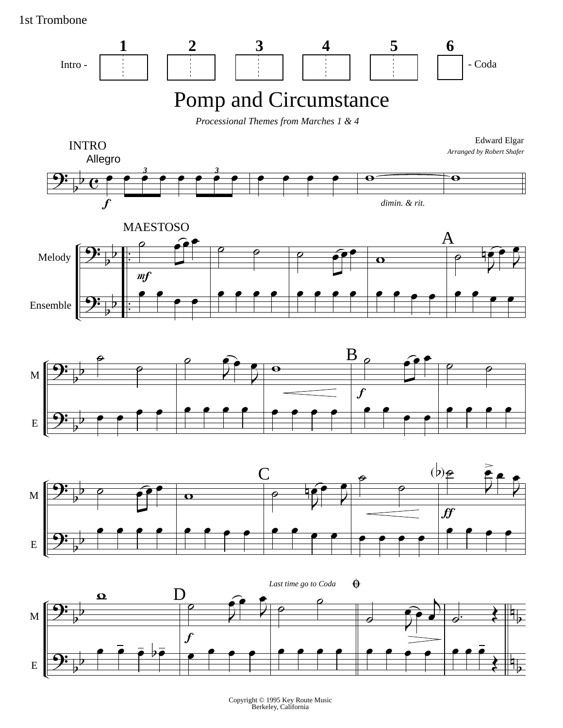1st Trombone

Intro - 1 2 3 4 5 6 - Coda

# Pomp and Circumstance

*Processional Themes from Marches 1 & 4*

Edward Elgar

*Arranged by Robert Shafer*

INTRO

Allegro

*dimin. & rit.*

MAESTOSO

Melody

Ensemble

A

B

C

D

*Last time go to Coda*

Copyright © 1995 Key Route Music
Berkeley, California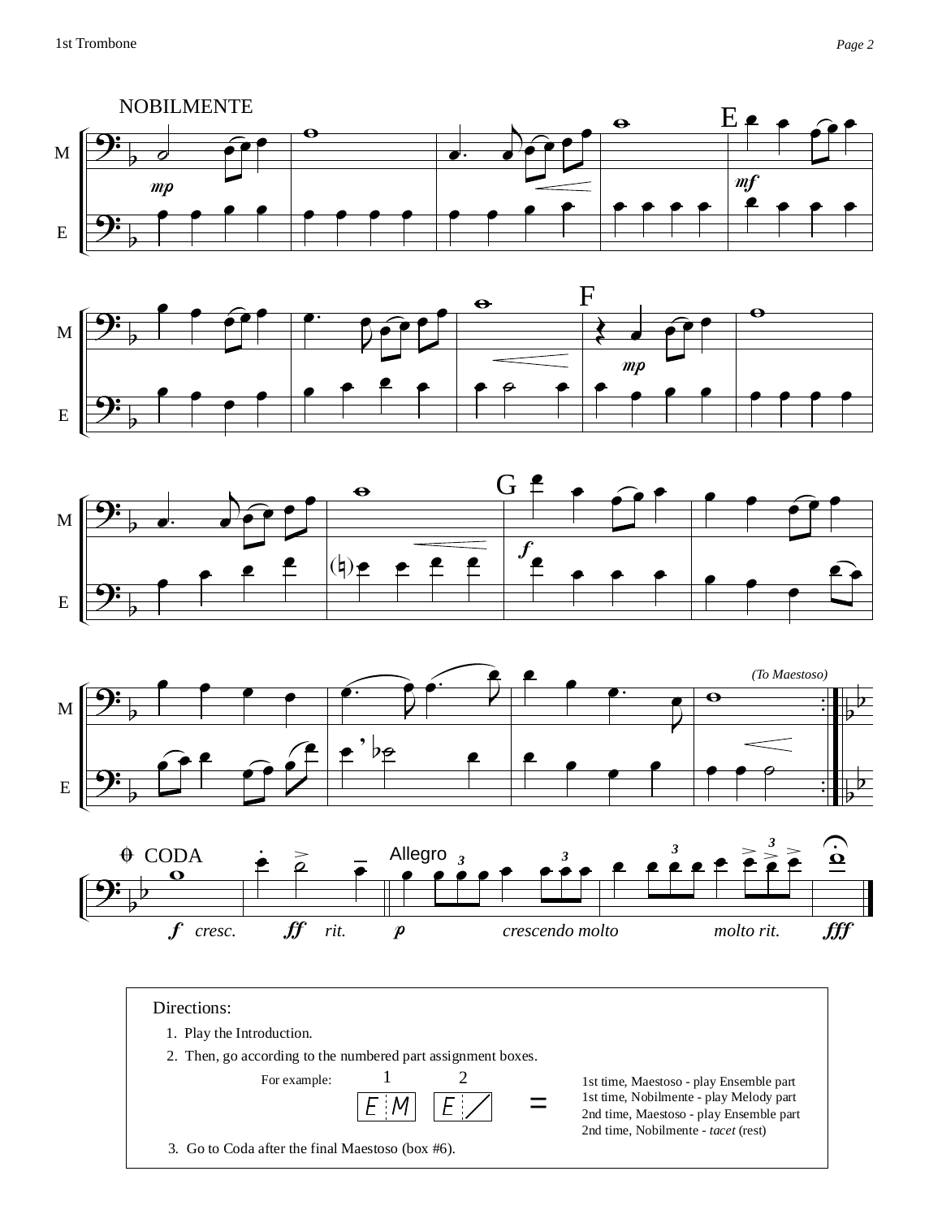NOBILMENTE

M

E

*mp*

*mf*

E

F

*mp*

G

*f*

(To Maestoso)

CODA

*f* *cresc.* *ff* *rit.*

Allegro

*p* *crescendo molto* *molto rit.* *fff*

Directions:

1. Play the Introduction.
2. Then, go according to the numbered part assignment boxes.

For example:

| | 1 | 2 | | |
|---|---|---|---|---|
| | E ⋮ M | E ⋮ / | = | 1st time, Maestoso - play Ensemble part<br>1st time, Nobilmente - play Melody part<br>2nd time, Maestoso - play Ensemble part<br>2nd time, Nobilmente - *tacet* (rest) |

3. Go to Coda after the final Maestoso (box #6).